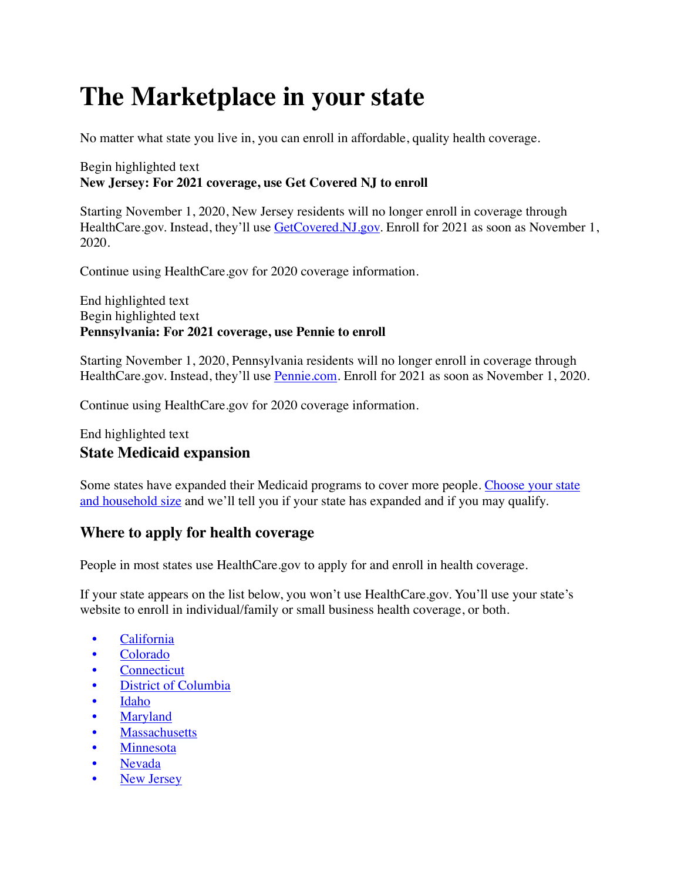# The Marketplace in your state

No matter what state you live in, you can enroll in affordable, quality health coverage.

Begin highlighted text

**New Jersey: For 2021 coverage, use Get Covered NJ to enroll**

Starting November 1, 2020, New Jersey residents will no longer enroll in coverage through HealthCare.gov. Instead, they'll use GetCovered.NJ.gov. Enroll for 2021 as soon as November 1, 2020.

Continue using HealthCare.gov for 2020 coverage information.

End highlighted text

Begin highlighted text

**Pennsylvania: For 2021 coverage, use Pennie to enroll**

Starting November 1, 2020, Pennsylvania residents will no longer enroll in coverage through HealthCare.gov. Instead, they'll use Pennie.com. Enroll for 2021 as soon as November 1, 2020.

Continue using HealthCare.gov for 2020 coverage information.

End highlighted text

## State Medicaid expansion

Some states have expanded their Medicaid programs to cover more people. Choose your state and household size and we'll tell you if your state has expanded and if you may qualify.

## Where to apply for health coverage

People in most states use HealthCare.gov to apply for and enroll in health coverage.

If your state appears on the list below, you won't use HealthCare.gov. You'll use your state's website to enroll in individual/family or small business health coverage, or both.

- California
- Colorado
- Connecticut
- District of Columbia
- Idaho
- Maryland
- Massachusetts
- Minnesota
- Nevada
- New Jersey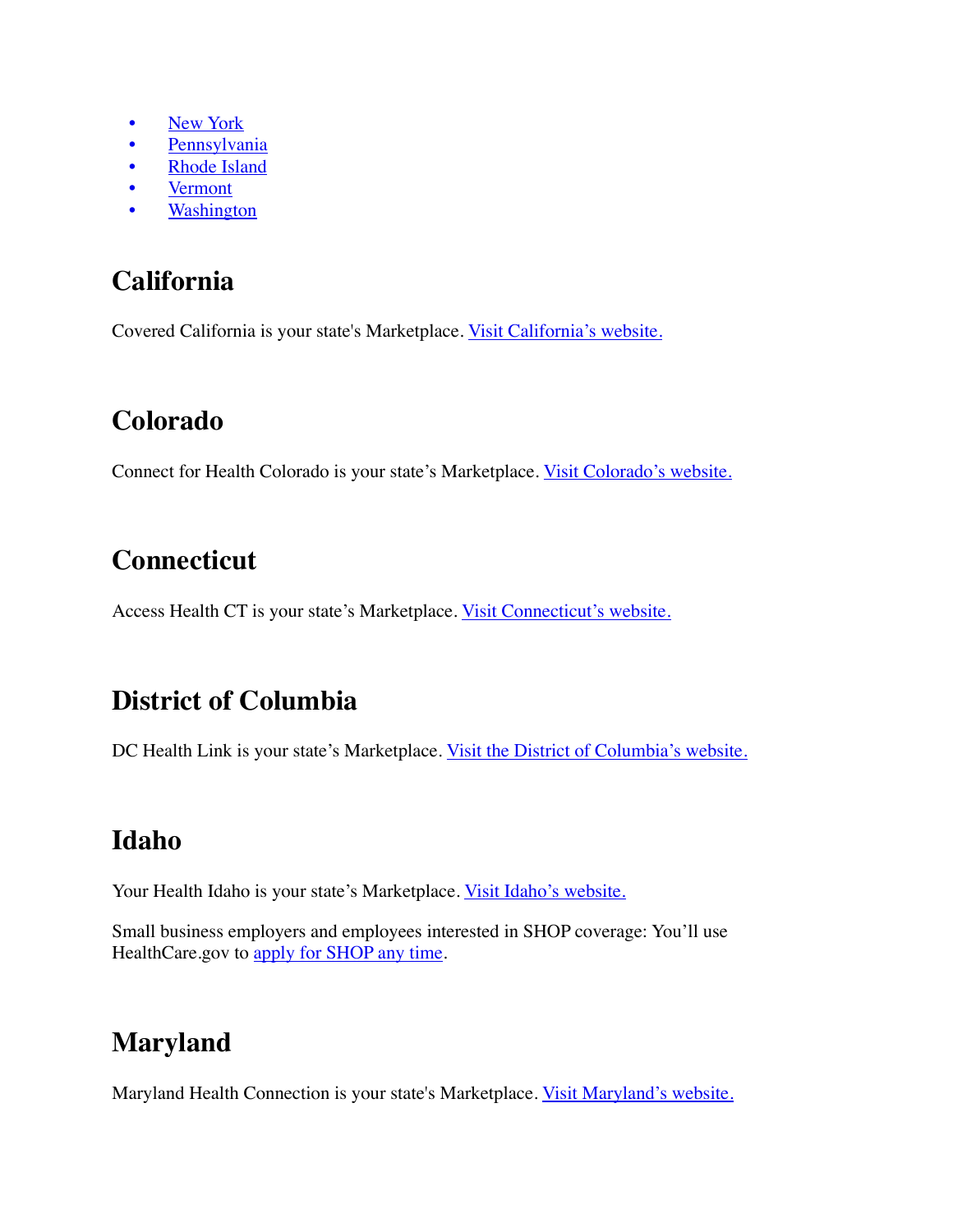- New York
- Pennsylvania
- Rhode Island
- Vermont
- Washington

## California

Covered California is your state's Marketplace. Visit California's website.

## Colorado

Connect for Health Colorado is your state's Marketplace. Visit Colorado's website.

## Connecticut

Access Health CT is your state's Marketplace. Visit Connecticut's website.

## District of Columbia

DC Health Link is your state's Marketplace. Visit the District of Columbia's website.

## Idaho

Your Health Idaho is your state's Marketplace. Visit Idaho's website.

Small business employers and employees interested in SHOP coverage: You'll use HealthCare.gov to apply for SHOP any time.

## Maryland

Maryland Health Connection is your state's Marketplace. Visit Maryland's website.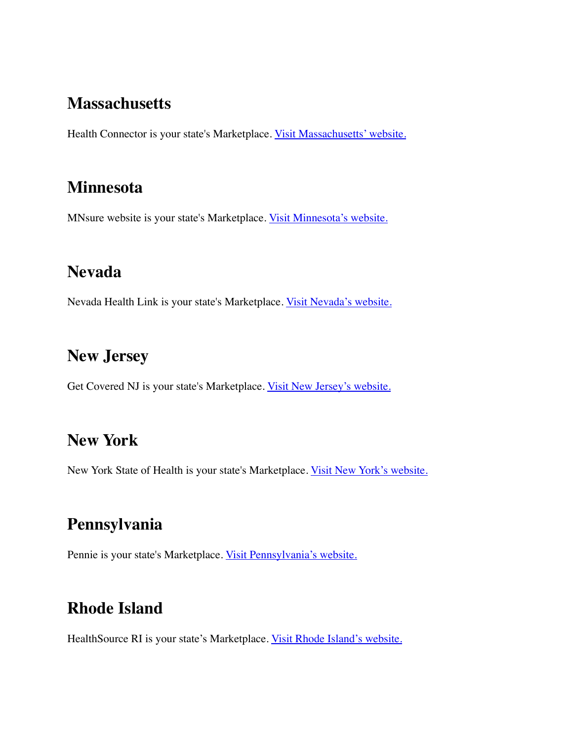## Massachusetts

Health Connector is your state's Marketplace. [Visit Massachusetts' website.]

## Minnesota

MNsure website is your state's Marketplace. [Visit Minnesota's website.]

## Nevada

Nevada Health Link is your state's Marketplace. [Visit Nevada's website.]

## New Jersey

Get Covered NJ is your state's Marketplace. [Visit New Jersey's website.]

## New York

New York State of Health is your state's Marketplace. [Visit New York's website.]

## Pennsylvania

Pennie is your state's Marketplace. [Visit Pennsylvania's website.]

## Rhode Island

HealthSource RI is your state's Marketplace. [Visit Rhode Island's website.]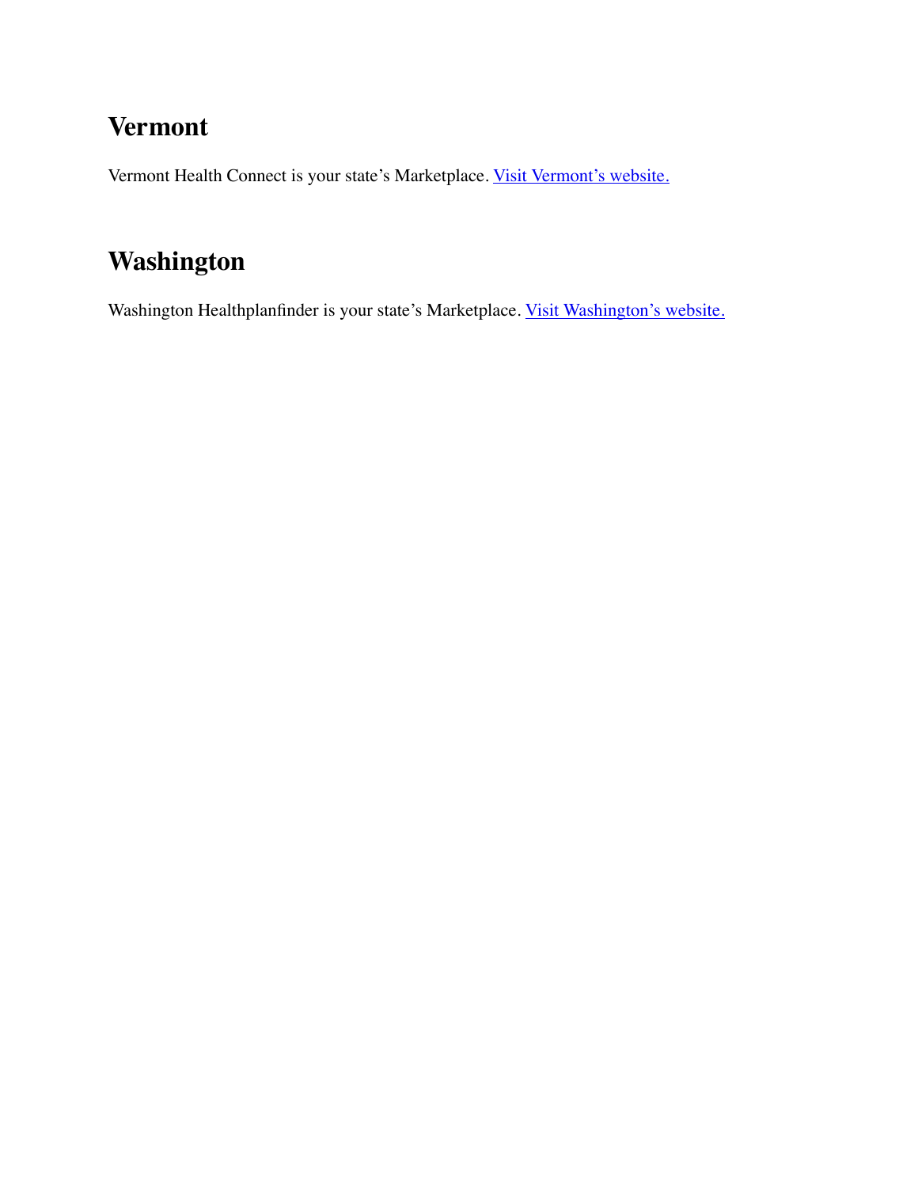## Vermont

Vermont Health Connect is your state's Marketplace. Visit Vermont's website.

## Washington

Washington Healthplanfinder is your state's Marketplace. Visit Washington's website.